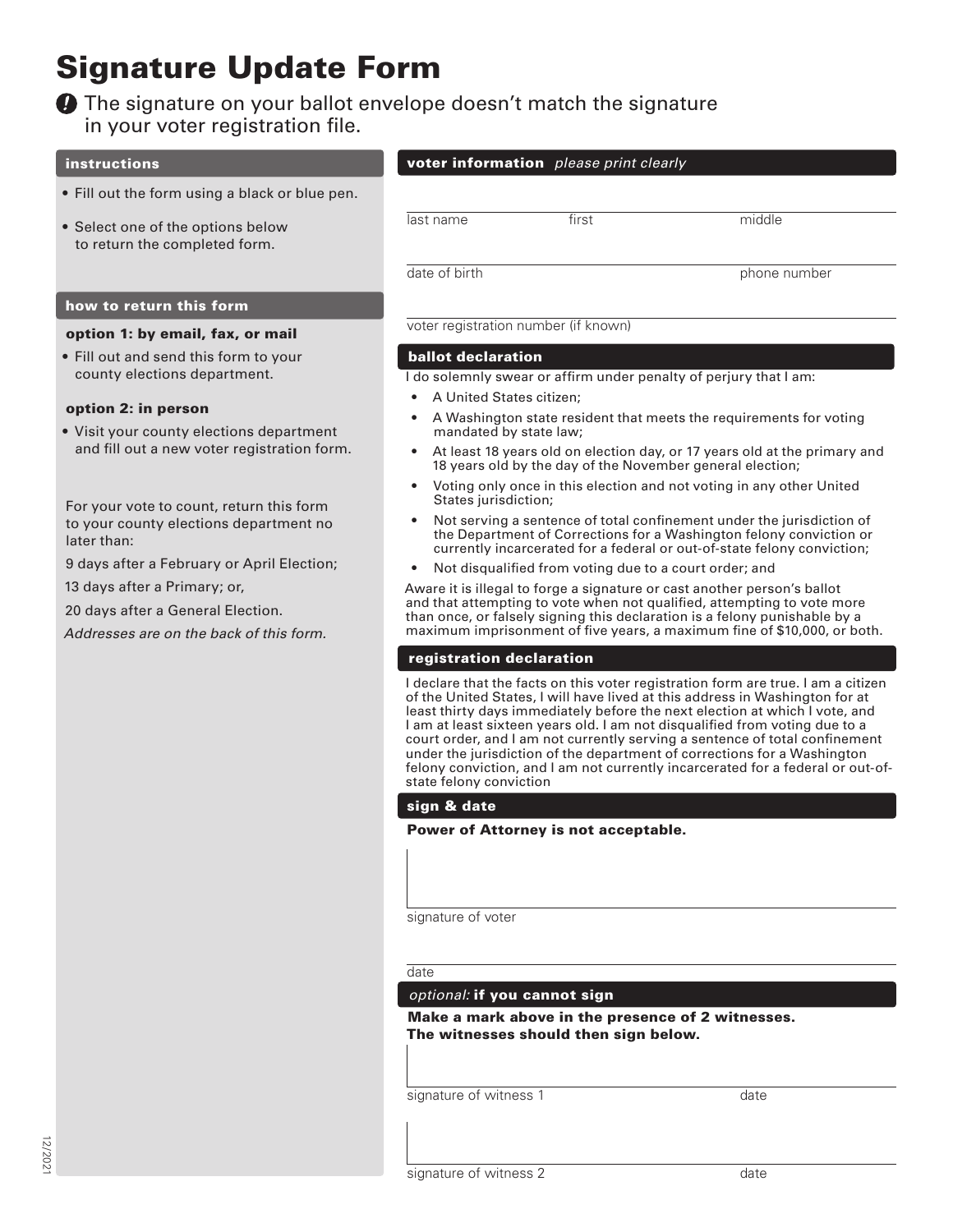# Signature Update Form

**!** The signature on your ballot envelope doesn't match the signature in your voter registration file.

## instructions

- Fill out the form using a black or blue pen.
- Select one of the options below to return the completed form.

## how to return this form

**option 1: by email, fax, or mail**

- Fill out and send this form to your county elections department.

**option 2: in person**

- Visit your county elections department and fill out a new voter registration form.

For your vote to count, return this form to your county elections department no later than:

9 days after a February or April Election;

13 days after a Primary; or,

20 days after a General Election.

*Addresses are on the back of this form.*

## voter information *please print clearly*

last name ______ first ______ middle ______

date of birth ______ phone number ______

voter registration number (if known) ______

## ballot declaration

I do solemnly swear or affirm under penalty of perjury that I am:

- A United States citizen;
- A Washington state resident that meets the requirements for voting mandated by state law;
- At least 18 years old on election day, or 17 years old at the primary and 18 years old by the day of the November general election;
- Voting only once in this election and not voting in any other United States jurisdiction;
- Not serving a sentence of total confinement under the jurisdiction of the Department of Corrections for a Washington felony conviction or currently incarcerated for a federal or out-of-state felony conviction;
- Not disqualified from voting due to a court order; and

Aware it is illegal to forge a signature or cast another person's ballot and that attempting to vote when not qualified, attempting to vote more than once, or falsely signing this declaration is a felony punishable by a maximum imprisonment of five years, a maximum fine of $10,000, or both.

## registration declaration

I declare that the facts on this voter registration form are true. I am a citizen of the United States, I will have lived at this address in Washington for at least thirty days immediately before the next election at which I vote, and I am at least sixteen years old. I am not disqualified from voting due to a court order, and I am not currently serving a sentence of total confinement under the jurisdiction of the department of corrections for a Washington felony conviction, and I am not currently incarcerated for a federal or out-of-state felony conviction

## sign & date

**Power of Attorney is not acceptable.**

signature of voter ______

date ______

## *optional:* if you cannot sign

**Make a mark above in the presence of 2 witnesses. The witnesses should then sign below.**

signature of witness 1 ______ date ______

signature of witness 2 ______ date ______

12/2021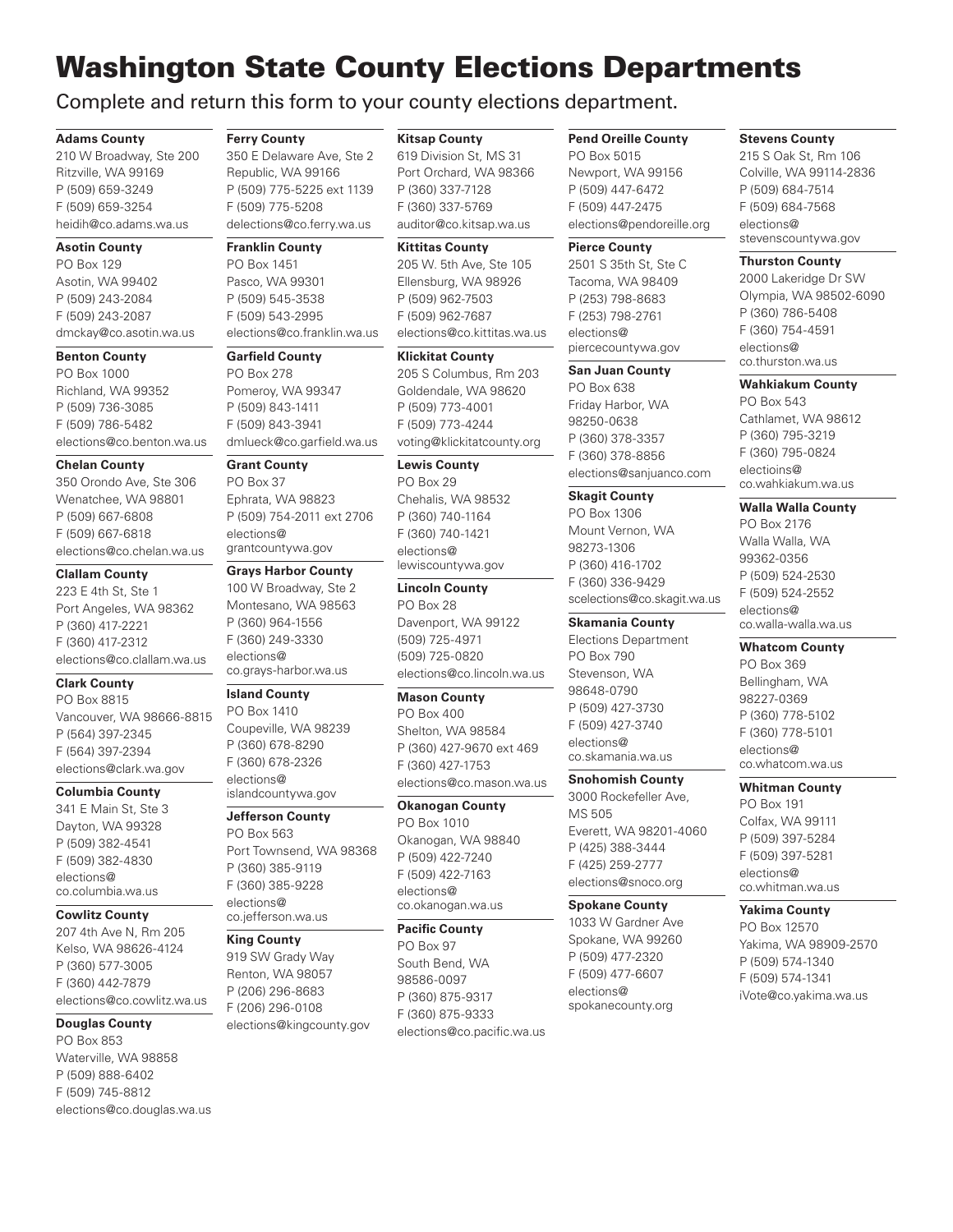# Washington State County Elections Departments

Complete and return this form to your county elections department.

**Adams County**
210 W Broadway, Ste 200
Ritzville, WA 99169
P (509) 659-3249
F (509) 659-3254
heidih@co.adams.wa.us

**Asotin County**
PO Box 129
Asotin, WA 99402
P (509) 243-2084
F (509) 243-2087
dmckay@co.asotin.wa.us

**Benton County**
PO Box 1000
Richland, WA 99352
P (509) 736-3085
F (509) 786-5482
elections@co.benton.wa.us

**Chelan County**
350 Orondo Ave, Ste 306
Wenatchee, WA 98801
P (509) 667-6808
F (509) 667-6818
elections@co.chelan.wa.us

**Clallam County**
223 E 4th St, Ste 1
Port Angeles, WA 98362
P (360) 417-2221
F (360) 417-2312
elections@co.clallam.wa.us

**Clark County**
PO Box 8815
Vancouver, WA 98666-8815
P (564) 397-2345
F (564) 397-2394
elections@clark.wa.gov

**Columbia County**
341 E Main St, Ste 3
Dayton, WA 99328
P (509) 382-4541
F (509) 382-4830
elections@co.columbia.wa.us

**Cowlitz County**
207 4th Ave N, Rm 205
Kelso, WA 98626-4124
P (360) 577-3005
F (360) 442-7879
elections@co.cowlitz.wa.us

**Douglas County**
PO Box 853
Waterville, WA 98858
P (509) 888-6402
F (509) 745-8812
elections@co.douglas.wa.us

**Ferry County**
350 E Delaware Ave, Ste 2
Republic, WA 99166
P (509) 775-5225 ext 1139
F (509) 775-5208
delections@co.ferry.wa.us

**Franklin County**
PO Box 1451
Pasco, WA 99301
P (509) 545-3538
F (509) 543-2995
elections@co.franklin.wa.us

**Garfield County**
PO Box 278
Pomeroy, WA 99347
P (509) 843-1411
F (509) 843-3941
dmlueck@co.garfield.wa.us

**Grant County**
PO Box 37
Ephrata, WA 98823
P (509) 754-2011 ext 2706
elections@grantcountywa.gov

**Grays Harbor County**
100 W Broadway, Ste 2
Montesano, WA 98563
P (360) 964-1556
F (360) 249-3330
elections@co.grays-harbor.wa.us

**Island County**
PO Box 1410
Coupeville, WA 98239
P (360) 678-8290
F (360) 678-2326
elections@islandcountywa.gov

**Jefferson County**
PO Box 563
Port Townsend, WA 98368
P (360) 385-9119
F (360) 385-9228
elections@co.jefferson.wa.us

**King County**
919 SW Grady Way
Renton, WA 98057
P (206) 296-8683
F (206) 296-0108
elections@kingcounty.gov

**Kitsap County**
619 Division St, MS 31
Port Orchard, WA 98366
P (360) 337-7128
F (360) 337-5769
auditor@co.kitsap.wa.us

**Kittitas County**
205 W. 5th Ave, Ste 105
Ellensburg, WA 98926
P (509) 962-7503
F (509) 962-7687
elections@co.kittitas.wa.us

**Klickitat County**
205 S Columbus, Rm 203
Goldendale, WA 98620
P (509) 773-4001
F (509) 773-4244
voting@klickitatcounty.org

**Lewis County**
PO Box 29
Chehalis, WA 98532
P (360) 740-1164
F (360) 740-1421
elections@lewiscountywa.gov

**Lincoln County**
PO Box 28
Davenport, WA 99122
(509) 725-4971
(509) 725-0820
elections@co.lincoln.wa.us

**Mason County**
PO Box 400
Shelton, WA 98584
P (360) 427-9670 ext 469
F (360) 427-1753
elections@co.mason.wa.us

**Okanogan County**
PO Box 1010
Okanogan, WA 98840
P (509) 422-7240
F (509) 422-7163
elections@co.okanogan.wa.us

**Pacific County**
PO Box 97
South Bend, WA 98586-0097
P (360) 875-9317
F (360) 875-9333
elections@co.pacific.wa.us

**Pend Oreille County**
PO Box 5015
Newport, WA 99156
P (509) 447-6472
F (509) 447-2475
elections@pendoreille.org

**Pierce County**
2501 S 35th St, Ste C
Tacoma, WA 98409
P (253) 798-8683
F (253) 798-2761
elections@piercecountywa.gov

**San Juan County**
PO Box 638
Friday Harbor, WA 98250-0638
P (360) 378-3357
F (360) 378-8856
elections@sanjuanco.com

**Skagit County**
PO Box 1306
Mount Vernon, WA 98273-1306
P (360) 416-1702
F (360) 336-9429
scelections@co.skagit.wa.us

**Skamania County**
Elections Department
PO Box 790
Stevenson, WA 98648-0790
P (509) 427-3730
F (509) 427-3740
elections@co.skamania.wa.us

**Snohomish County**
3000 Rockefeller Ave, MS 505
Everett, WA 98201-4060
P (425) 388-3444
F (425) 259-2777
elections@snoco.org

**Spokane County**
1033 W Gardner Ave
Spokane, WA 99260
P (509) 477-2320
F (509) 477-6607
elections@spokanecounty.org

**Stevens County**
215 S Oak St, Rm 106
Colville, WA 99114-2836
P (509) 684-7514
F (509) 684-7568
elections@stevenscountywa.gov

**Thurston County**
2000 Lakeridge Dr SW
Olympia, WA 98502-6090
P (360) 786-5408
F (360) 754-4591
elections@co.thurston.wa.us

**Wahkiakum County**
PO Box 543
Cathlamet, WA 98612
P (360) 795-3219
F (360) 795-0824
electioins@co.wahkiakum.wa.us

**Walla Walla County**
PO Box 2176
Walla Walla, WA 99362-0356
P (509) 524-2530
F (509) 524-2552
elections@co.walla-walla.wa.us

**Whatcom County**
PO Box 369
Bellingham, WA 98227-0369
P (360) 778-5102
F (360) 778-5101
elections@co.whatcom.wa.us

**Whitman County**
PO Box 191
Colfax, WA 99111
P (509) 397-5284
F (509) 397-5281
elections@co.whitman.wa.us

**Yakima County**
PO Box 12570
Yakima, WA 98909-2570
P (509) 574-1340
F (509) 574-1341
iVote@co.yakima.wa.us